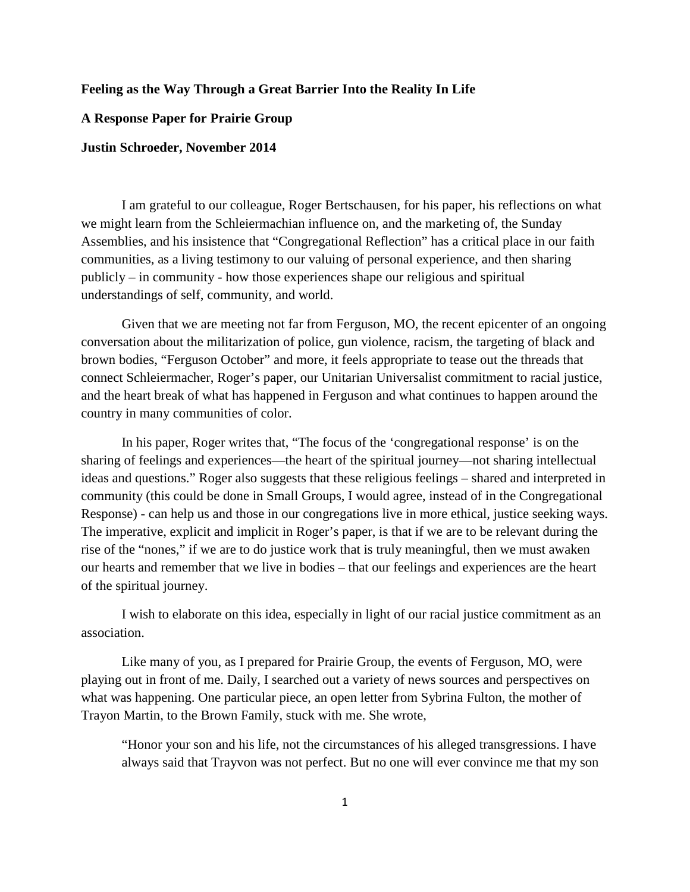**Feeling as the Way Through a Great Barrier Into the Reality In Life**

**A Response Paper for Prairie Group**

**Justin Schroeder, November 2014**

I am grateful to our colleague, Roger Bertschausen, for his paper, his reflections on what we might learn from the Schleiermachian influence on, and the marketing of, the Sunday Assemblies, and his insistence that "Congregational Reflection" has a critical place in our faith communities, as a living testimony to our valuing of personal experience, and then sharing publicly – in community - how those experiences shape our religious and spiritual understandings of self, community, and world.

Given that we are meeting not far from Ferguson, MO, the recent epicenter of an ongoing conversation about the militarization of police, gun violence, racism, the targeting of black and brown bodies, "Ferguson October" and more, it feels appropriate to tease out the threads that connect Schleiermacher, Roger's paper, our Unitarian Universalist commitment to racial justice, and the heart break of what has happened in Ferguson and what continues to happen around the country in many communities of color.

In his paper, Roger writes that, "The focus of the 'congregational response' is on the sharing of feelings and experiences—the heart of the spiritual journey—not sharing intellectual ideas and questions." Roger also suggests that these religious feelings – shared and interpreted in community (this could be done in Small Groups, I would agree, instead of in the Congregational Response) - can help us and those in our congregations live in more ethical, justice seeking ways. The imperative, explicit and implicit in Roger's paper, is that if we are to be relevant during the rise of the "nones," if we are to do justice work that is truly meaningful, then we must awaken our hearts and remember that we live in bodies – that our feelings and experiences are the heart of the spiritual journey.

I wish to elaborate on this idea, especially in light of our racial justice commitment as an association.

Like many of you, as I prepared for Prairie Group, the events of Ferguson, MO, were playing out in front of me. Daily, I searched out a variety of news sources and perspectives on what was happening. One particular piece, an open letter from Sybrina Fulton, the mother of Trayon Martin, to the Brown Family, stuck with me. She wrote,

> "Honor your son and his life, not the circumstances of his alleged transgressions. I have always said that Trayvon was not perfect. But no one will ever convince me that my son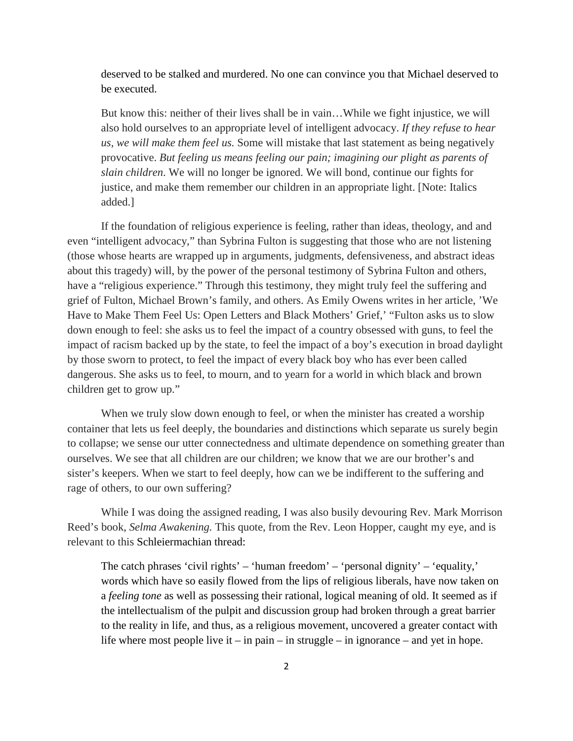> deserved to be stalked and murdered. No one can convince you that Michael deserved to be executed.
>
> But know this: neither of their lives shall be in vain…While we fight injustice, we will also hold ourselves to an appropriate level of intelligent advocacy. *If they refuse to hear us, we will make them feel us.* Some will mistake that last statement as being negatively provocative. *But feeling us means feeling our pain; imagining our plight as parents of slain children*. We will no longer be ignored. We will bond, continue our fights for justice, and make them remember our children in an appropriate light. [Note: Italics added.]

If the foundation of religious experience is feeling, rather than ideas, theology, and and even "intelligent advocacy," than Sybrina Fulton is suggesting that those who are not listening (those whose hearts are wrapped up in arguments, judgments, defensiveness, and abstract ideas about this tragedy) will, by the power of the personal testimony of Sybrina Fulton and others, have a "religious experience." Through this testimony, they might truly feel the suffering and grief of Fulton, Michael Brown's family, and others. As Emily Owens writes in her article, 'We Have to Make Them Feel Us: Open Letters and Black Mothers' Grief,' "Fulton asks us to slow down enough to feel: she asks us to feel the impact of a country obsessed with guns, to feel the impact of racism backed up by the state, to feel the impact of a boy's execution in broad daylight by those sworn to protect, to feel the impact of every black boy who has ever been called dangerous. She asks us to feel, to mourn, and to yearn for a world in which black and brown children get to grow up."

When we truly slow down enough to feel, or when the minister has created a worship container that lets us feel deeply, the boundaries and distinctions which separate us surely begin to collapse; we sense our utter connectedness and ultimate dependence on something greater than ourselves. We see that all children are our children; we know that we are our brother's and sister's keepers. When we start to feel deeply, how can we be indifferent to the suffering and rage of others, to our own suffering?

While I was doing the assigned reading, I was also busily devouring Rev. Mark Morrison Reed's book, *Selma Awakening.* This quote, from the Rev. Leon Hopper, caught my eye, and is relevant to this Schleiermachian thread:

> The catch phrases 'civil rights' – 'human freedom' – 'personal dignity' – 'equality,' words which have so easily flowed from the lips of religious liberals, have now taken on a *feeling tone* as well as possessing their rational, logical meaning of old. It seemed as if the intellectualism of the pulpit and discussion group had broken through a great barrier to the reality in life, and thus, as a religious movement, uncovered a greater contact with life where most people live it – in pain – in struggle – in ignorance – and yet in hope.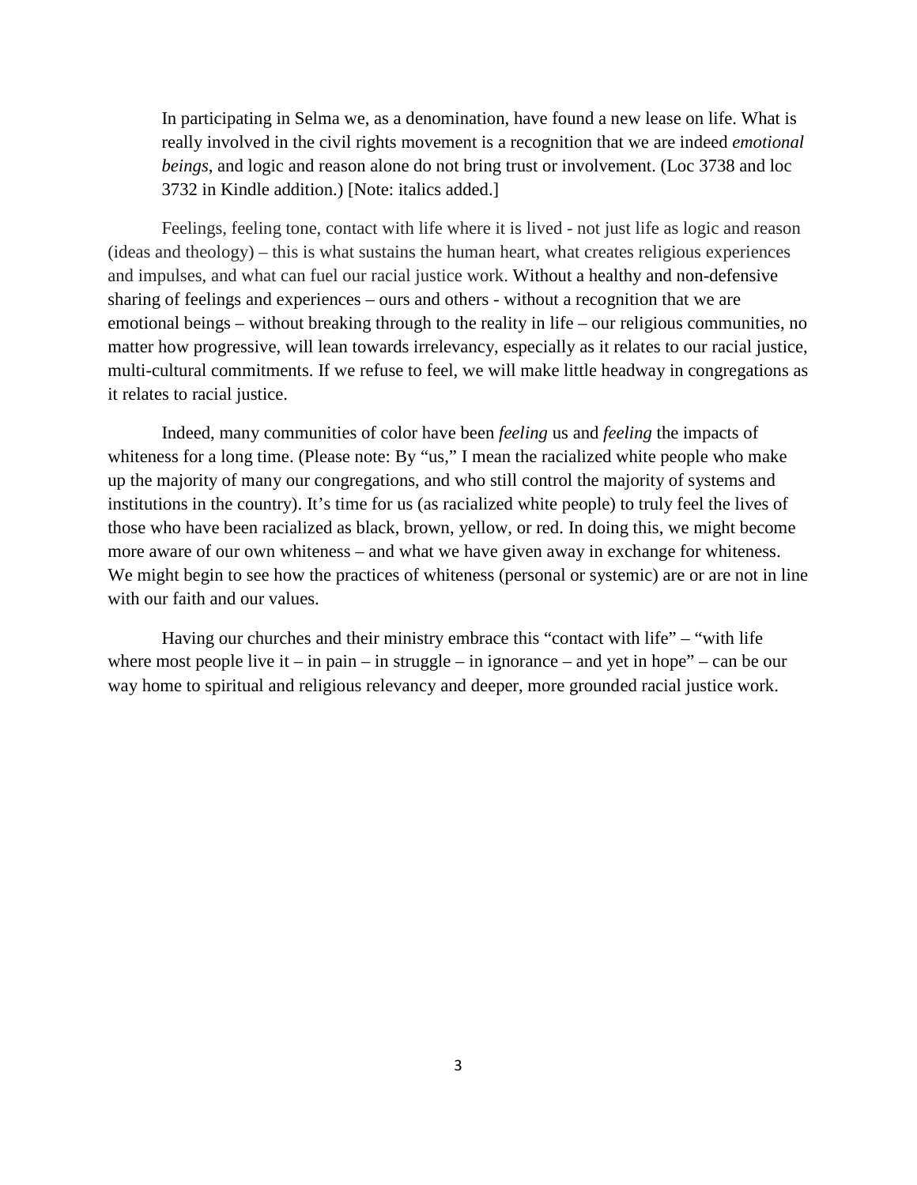> In participating in Selma we, as a denomination, have found a new lease on life. What is really involved in the civil rights movement is a recognition that we are indeed *emotional beings*, and logic and reason alone do not bring trust or involvement. (Loc 3738 and loc 3732 in Kindle addition.) [Note: italics added.]

Feelings, feeling tone, contact with life where it is lived - not just life as logic and reason (ideas and theology) – this is what sustains the human heart, what creates religious experiences and impulses, and what can fuel our racial justice work. Without a healthy and non-defensive sharing of feelings and experiences – ours and others - without a recognition that we are emotional beings – without breaking through to the reality in life – our religious communities, no matter how progressive, will lean towards irrelevancy, especially as it relates to our racial justice, multi-cultural commitments. If we refuse to feel, we will make little headway in congregations as it relates to racial justice.

Indeed, many communities of color have been *feeling* us and *feeling* the impacts of whiteness for a long time. (Please note: By "us," I mean the racialized white people who make up the majority of many our congregations, and who still control the majority of systems and institutions in the country). It's time for us (as racialized white people) to truly feel the lives of those who have been racialized as black, brown, yellow, or red. In doing this, we might become more aware of our own whiteness – and what we have given away in exchange for whiteness. We might begin to see how the practices of whiteness (personal or systemic) are or are not in line with our faith and our values.

Having our churches and their ministry embrace this "contact with life" – "with life where most people live it – in pain – in struggle – in ignorance – and yet in hope" – can be our way home to spiritual and religious relevancy and deeper, more grounded racial justice work.